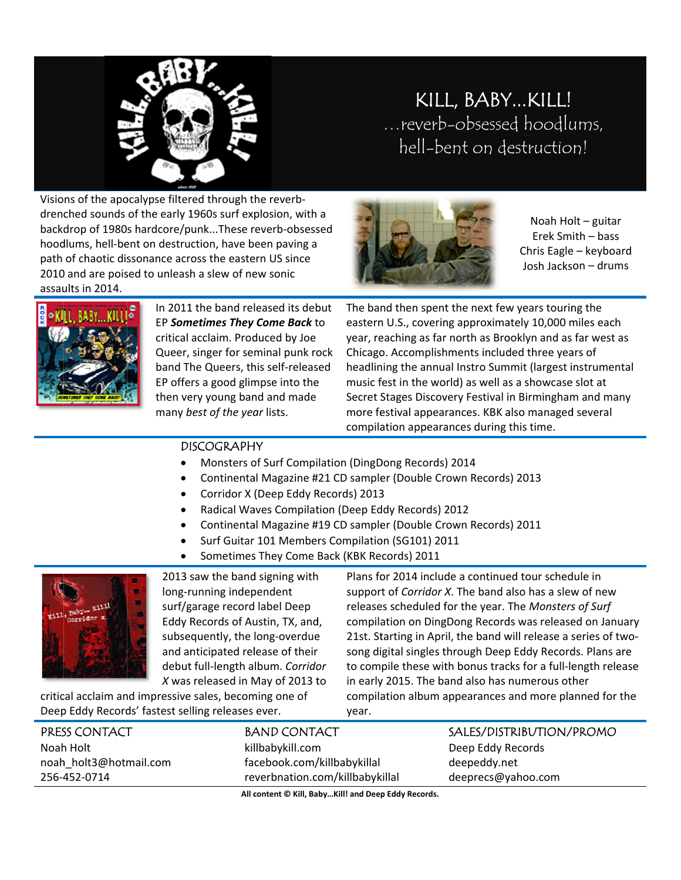# KILL, BABY…KILL!

…reverb-obsessed hoodlums, hell-bent on destruction!

Visions of the apocalypse filtered through the reverb-drenched sounds of the early 1960s surf explosion, with a backdrop of 1980s hardcore/punk...These reverb-obsessed hoodlums, hell-bent on destruction, have been paving a path of chaotic dissonance across the eastern US since 2010 and are poised to unleash a slew of new sonic assaults in 2014.

Noah Holt – guitar
Erek Smith – bass
Chris Eagle – keyboard
Josh Jackson – drums

In 2011 the band released its debut EP ***Sometimes They Come Back*** to critical acclaim. Produced by Joe Queer, singer for seminal punk rock band The Queers, this self-released EP offers a good glimpse into the then very young band and made many *best of the year* lists.

The band then spent the next few years touring the eastern U.S., covering approximately 10,000 miles each year, reaching as far north as Brooklyn and as far west as Chicago. Accomplishments included three years of headlining the annual Instro Summit (largest instrumental music fest in the world) as well as a showcase slot at Secret Stages Discovery Festival in Birmingham and many more festival appearances. KBK also managed several compilation appearances during this time.

## DISCOGRAPHY

- Monsters of Surf Compilation (DingDong Records) 2014
- Continental Magazine #21 CD sampler (Double Crown Records) 2013
- Corridor X (Deep Eddy Records) 2013
- Radical Waves Compilation (Deep Eddy Records) 2012
- Continental Magazine #19 CD sampler (Double Crown Records) 2011
- Surf Guitar 101 Members Compilation (SG101) 2011
- Sometimes They Come Back (KBK Records) 2011

2013 saw the band signing with long-running independent surf/garage record label Deep Eddy Records of Austin, TX, and, subsequently, the long-overdue and anticipated release of their debut full-length album. *Corridor X* was released in May of 2013 to critical acclaim and impressive sales, becoming one of Deep Eddy Records' fastest selling releases ever.

Plans for 2014 include a continued tour schedule in support of *Corridor X*. The band also has a slew of new releases scheduled for the year. The *Monsters of Surf* compilation on DingDong Records was released on January 21st. Starting in April, the band will release a series of two-song digital singles through Deep Eddy Records. Plans are to compile these with bonus tracks for a full-length release in early 2015. The band also has numerous other compilation album appearances and more planned for the year.

### PRESS CONTACT
Noah Holt
noah_holt3@hotmail.com
256-452-0714

### BAND CONTACT
killbabykill.com
facebook.com/killbabykillal
reverbnation.com/killbabykillal

### SALES/DISTRIBUTION/PROMO
Deep Eddy Records
deepeddy.net
deeprecs@yahoo.com

**All content © Kill, Baby…Kill! and Deep Eddy Records.**